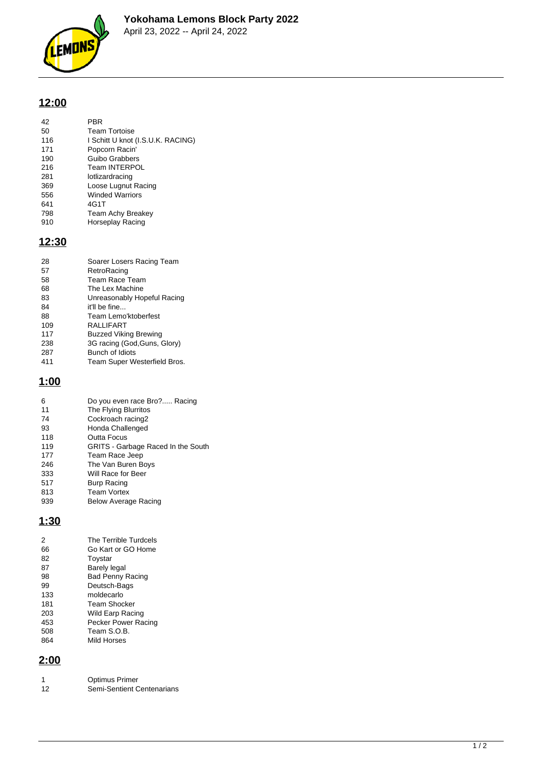# Yokohama Lemons Block Party 2022

April 23, 2022 -- April 24, 2022

## 12:00

| | |
|---|---|
| 42 | PBR |
| 50 | Team Tortoise |
| 116 | I Schitt U knot (I.S.U.K. RACING) |
| 171 | Popcorn Racin' |
| 190 | Guibo Grabbers |
| 216 | Team INTERPOL |
| 281 | lotlizardracing |
| 369 | Loose Lugnut Racing |
| 556 | Winded Warriors |
| 641 | 4G1T |
| 798 | Team Achy Breakey |
| 910 | Horseplay Racing |

## 12:30

| | |
|---|---|
| 28 | Soarer Losers Racing Team |
| 57 | RetroRacing |
| 58 | Team Race Team |
| 68 | The Lex Machine |
| 83 | Unreasonably Hopeful Racing |
| 84 | it'll be fine... |
| 88 | Team Lemo'ktoberfest |
| 109 | RALLIFART |
| 117 | Buzzed Viking Brewing |
| 238 | 3G racing (God,Guns, Glory) |
| 287 | Bunch of Idiots |
| 411 | Team Super Westerfield Bros. |

## 1:00

| | |
|---|---|
| 6 | Do you even race Bro?..... Racing |
| 11 | The Flying Blurritos |
| 74 | Cockroach racing2 |
| 93 | Honda Challenged |
| 118 | Outta Focus |
| 119 | GRITS - Garbage Raced In the South |
| 177 | Team Race Jeep |
| 246 | The Van Buren Boys |
| 333 | Will Race for Beer |
| 517 | Burp Racing |
| 813 | Team Vortex |
| 939 | Below Average Racing |

## 1:30

| | |
|---|---|
| 2 | The Terrible Turdcels |
| 66 | Go Kart or GO Home |
| 82 | Toystar |
| 87 | Barely legal |
| 98 | Bad Penny Racing |
| 99 | Deutsch-Bags |
| 133 | moldecarlo |
| 181 | Team Shocker |
| 203 | Wild Earp Racing |
| 453 | Pecker Power Racing |
| 508 | Team S.O.B. |
| 864 | Mild Horses |

## 2:00

| | |
|---|---|
| 1 | Optimus Primer |
| 12 | Semi-Sentient Centenarians |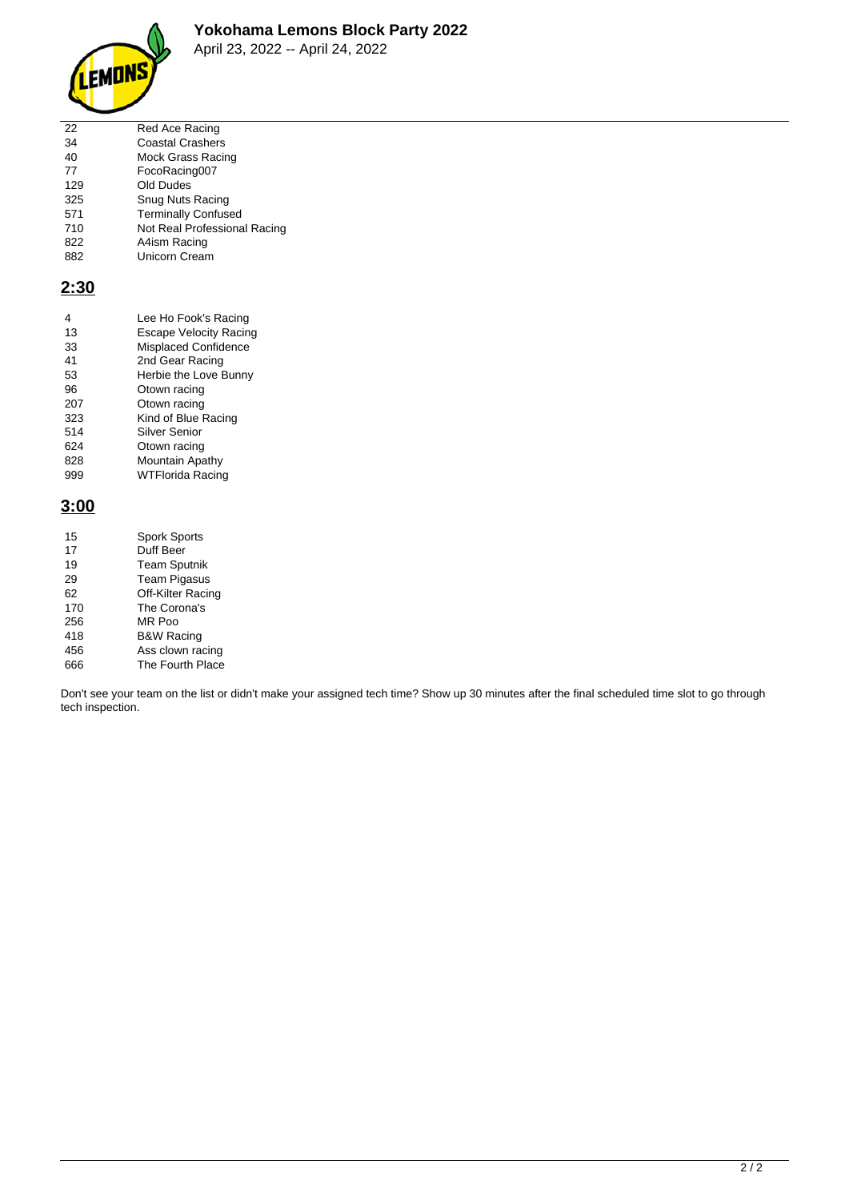# Yokohama Lemons Block Party 2022

April 23, 2022 -- April 24, 2022

| | |
|---|---|
| 22 | Red Ace Racing |
| 34 | Coastal Crashers |
| 40 | Mock Grass Racing |
| 77 | FocoRacing007 |
| 129 | Old Dudes |
| 325 | Snug Nuts Racing |
| 571 | Terminally Confused |
| 710 | Not Real Professional Racing |
| 822 | A4ism Racing |
| 882 | Unicorn Cream |

## 2:30

| | |
|---|---|
| 4 | Lee Ho Fook's Racing |
| 13 | Escape Velocity Racing |
| 33 | Misplaced Confidence |
| 41 | 2nd Gear Racing |
| 53 | Herbie the Love Bunny |
| 96 | Otown racing |
| 207 | Otown racing |
| 323 | Kind of Blue Racing |
| 514 | Silver Senior |
| 624 | Otown racing |
| 828 | Mountain Apathy |
| 999 | WTFlorida Racing |

## 3:00

| | |
|---|---|
| 15 | Spork Sports |
| 17 | Duff Beer |
| 19 | Team Sputnik |
| 29 | Team Pigasus |
| 62 | Off-Kilter Racing |
| 170 | The Corona's |
| 256 | MR Poo |
| 418 | B&W Racing |
| 456 | Ass clown racing |
| 666 | The Fourth Place |

Don't see your team on the list or didn't make your assigned tech time? Show up 30 minutes after the final scheduled time slot to go through tech inspection.